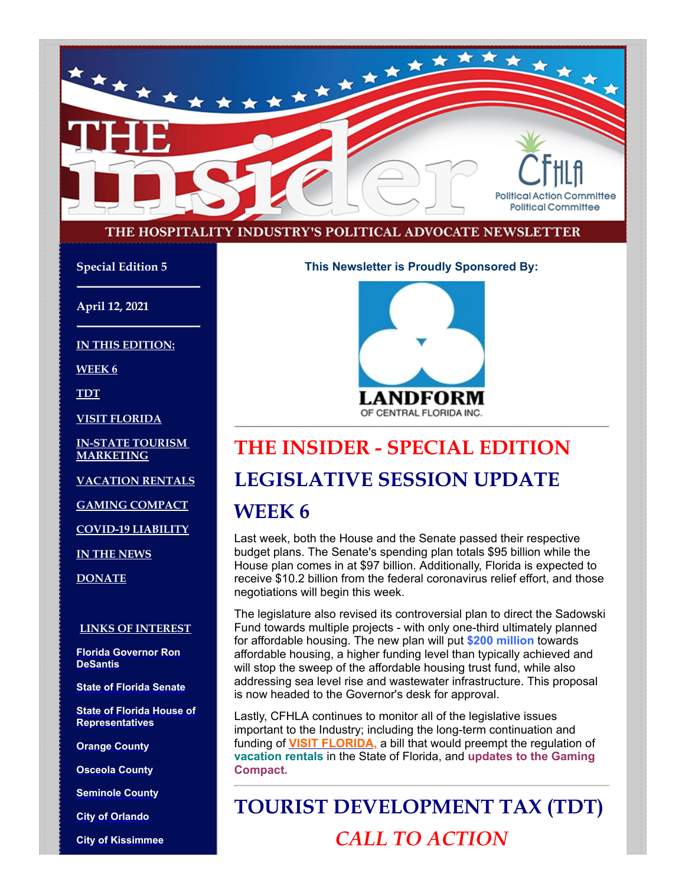# THE insider

THE HOSPITALITY INDUSTRY'S POLITICAL ADVOCATE NEWSLETTER

CFHLA Political Action Committee Political Committee

**Special Edition 5**

**April 12, 2021**

**IN THIS EDITION:**

- WEEK 6
- TDT
- VISIT FLORIDA
- IN-STATE TOURISM MARKETING
- VACATION RENTALS
- GAMING COMPACT
- COVID-19 LIABILITY
- IN THE NEWS
- DONATE

**LINKS OF INTEREST**

- Florida Governor Ron DeSantis
- State of Florida Senate
- State of Florida House of Representatives
- Orange County
- Osceola County
- Seminole County
- City of Orlando
- City of Kissimmee

**This Newsletter is Proudly Sponsored By:**

LANDFORM OF CENTRAL FLORIDA INC.

# THE INSIDER - SPECIAL EDITION

# LEGISLATIVE SESSION UPDATE

# WEEK 6

Last week, both the House and the Senate passed their respective budget plans. The Senate's spending plan totals $95 billion while the House plan comes in at $97 billion. Additionally, Florida is expected to receive $10.2 billion from the federal coronavirus relief effort, and those negotiations will begin this week.

The legislature also revised its controversial plan to direct the Sadowski Fund towards multiple projects - with only one-third ultimately planned for affordable housing. The new plan will put **$200 million** towards affordable housing, a higher funding level than typically achieved and will stop the sweep of the affordable housing trust fund, while also addressing sea level rise and wastewater infrastructure. This proposal is now headed to the Governor's desk for approval.

Lastly, CFHLA continues to monitor all of the legislative issues important to the Industry; including the long-term continuation and funding of **VISIT FLORIDA,** a bill that would preempt the regulation of **vacation rentals** in the State of Florida, and **updates to the Gaming Compact.**

# TOURIST DEVELOPMENT TAX (TDT)

## *CALL TO ACTION*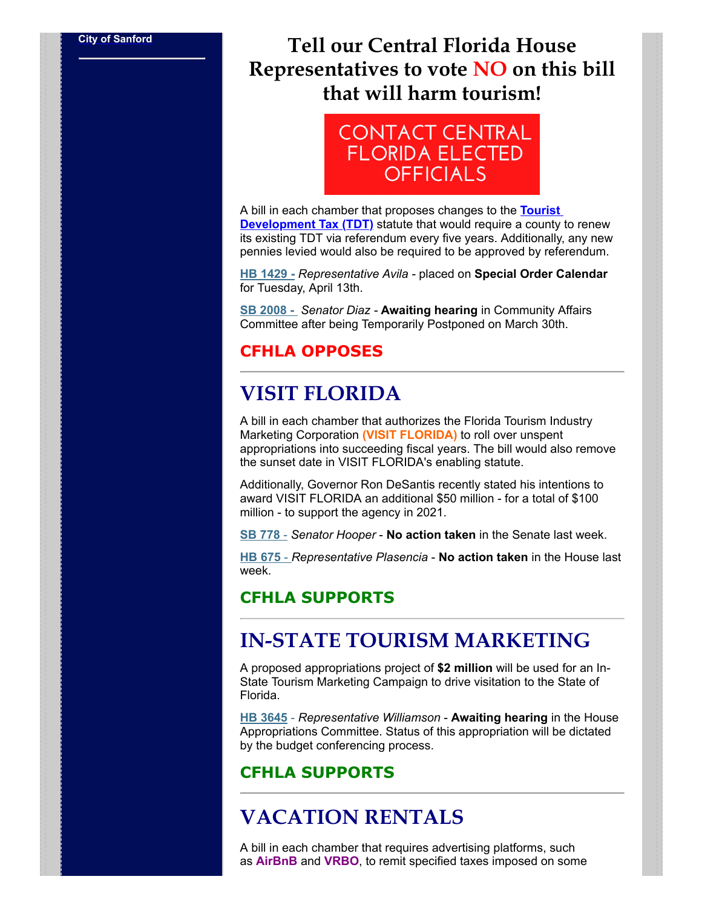City of Sanford

## Tell our Central Florida House Representatives to vote NO on this bill that will harm tourism!

CONTACT CENTRAL FLORIDA ELECTED OFFICIALS

A bill in each chamber that proposes changes to the **Tourist Development Tax (TDT)** statute that would require a county to renew its existing TDT via referendum every five years. Additionally, any new pennies levied would also be required to be approved by referendum.

**HB 1429 -** *Representative Avila* - placed on **Special Order Calendar** for Tuesday, April 13th.

**SB 2008 -** *Senator Diaz* - **Awaiting hearing** in Community Affairs Committee after being Temporarily Postponed on March 30th.

### CFHLA OPPOSES

---

## VISIT FLORIDA

A bill in each chamber that authorizes the Florida Tourism Industry Marketing Corporation **(VISIT FLORIDA)** to roll over unspent appropriations into succeeding fiscal years. The bill would also remove the sunset date in VISIT FLORIDA's enabling statute.

Additionally, Governor Ron DeSantis recently stated his intentions to award VISIT FLORIDA an additional $50 million - for a total of $100 million - to support the agency in 2021.

**SB 778** - *Senator Hooper* - **No action taken** in the Senate last week.

**HB 675** - *Representative Plasencia* - **No action taken** in the House last week.

### CFHLA SUPPORTS

---

## IN-STATE TOURISM MARKETING

A proposed appropriations project of **$2 million** will be used for an In-State Tourism Marketing Campaign to drive visitation to the State of Florida.

**HB 3645** - *Representative Williamson* - **Awaiting hearing** in the House Appropriations Committee. Status of this appropriation will be dictated by the budget conferencing process.

### CFHLA SUPPORTS

---

## VACATION RENTALS

A bill in each chamber that requires advertising platforms, such as **AirBnB** and **VRBO**, to remit specified taxes imposed on some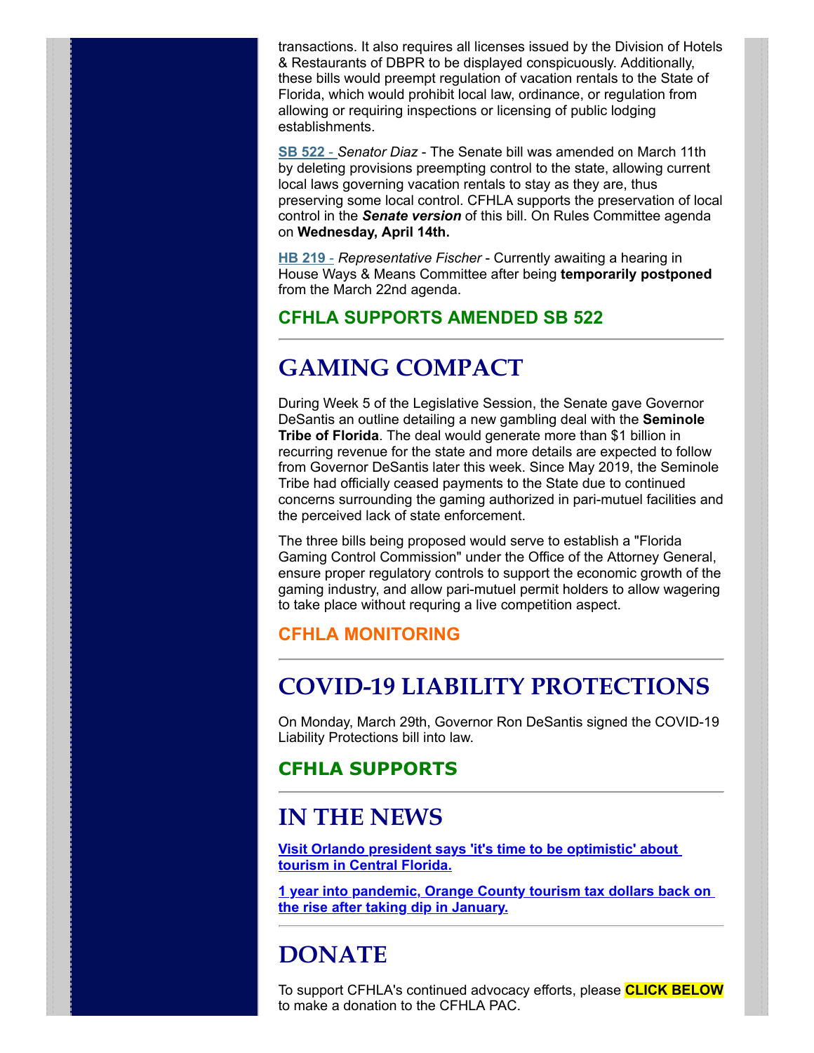transactions. It also requires all licenses issued by the Division of Hotels & Restaurants of DBPR to be displayed conspicuously. Additionally, these bills would preempt regulation of vacation rentals to the State of Florida, which would prohibit local law, ordinance, or regulation from allowing or requiring inspections or licensing of public lodging establishments.

**SB 522** - *Senator Diaz* - The Senate bill was amended on March 11th by deleting provisions preempting control to the state, allowing current local laws governing vacation rentals to stay as they are, thus preserving some local control. CFHLA supports the preservation of local control in the ***Senate version*** of this bill. On Rules Committee agenda on **Wednesday, April 14th.**

**HB 219** - *Representative Fischer* - Currently awaiting a hearing in House Ways & Means Committee after being **temporarily postponed** from the March 22nd agenda.

### CFHLA SUPPORTS AMENDED SB 522

---

# GAMING COMPACT

During Week 5 of the Legislative Session, the Senate gave Governor DeSantis an outline detailing a new gambling deal with the **Seminole Tribe of Florida**. The deal would generate more than $1 billion in recurring revenue for the state and more details are expected to follow from Governor DeSantis later this week. Since May 2019, the Seminole Tribe had officially ceased payments to the State due to continued concerns surrounding the gaming authorized in pari-mutuel facilities and the perceived lack of state enforcement.

The three bills being proposed would serve to establish a "Florida Gaming Control Commission" under the Office of the Attorney General, ensure proper regulatory controls to support the economic growth of the gaming industry, and allow pari-mutuel permit holders to allow wagering to take place without requring a live competition aspect.

### CFHLA MONITORING

---

# COVID-19 LIABILITY PROTECTIONS

On Monday, March 29th, Governor Ron DeSantis signed the COVID-19 Liability Protections bill into law.

### CFHLA SUPPORTS

---

# IN THE NEWS

**Visit Orlando president says 'it's time to be optimistic' about tourism in Central Florida.**

**1 year into pandemic, Orange County tourism tax dollars back on the rise after taking dip in January.**

---

# DONATE

To support CFHLA's continued advocacy efforts, please **CLICK BELOW** to make a donation to the CFHLA PAC.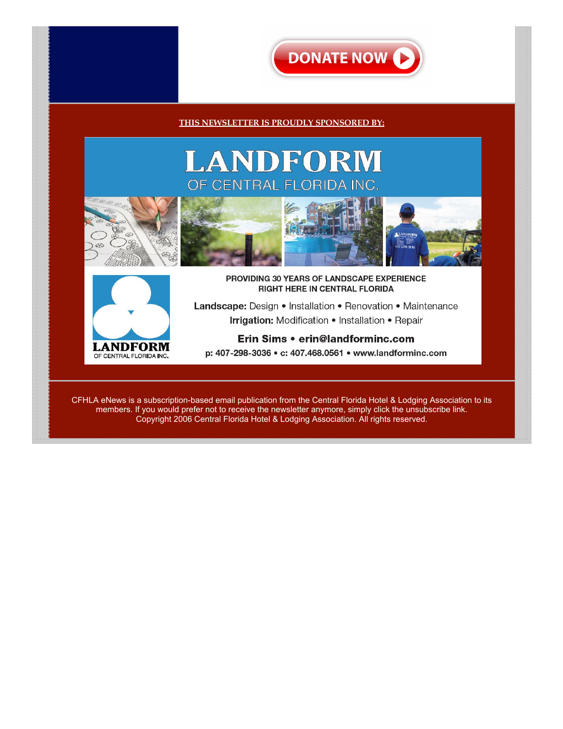DONATE NOW

**THIS NEWSLETTER IS PROUDLY SPONSORED BY:**

LANDFORM
OF CENTRAL FLORIDA INC.

PROVIDING 30 YEARS OF LANDSCAPE EXPERIENCE
RIGHT HERE IN CENTRAL FLORIDA

**Landscape:** Design • Installation • Renovation • Maintenance
**Irrigation:** Modification • Installation • Repair

**Erin Sims • erin@landforminc.com**
**p: 407-298-3036 • c: 407.468.0561 • www.landforminc.com**

LANDFORM
OF CENTRAL FLORIDA INC.

CFHLA eNews is a subscription-based email publication from the Central Florida Hotel & Lodging Association to its members. If you would prefer not to receive the newsletter anymore, simply click the unsubscribe link.
Copyright 2006 Central Florida Hotel & Lodging Association. All rights reserved.